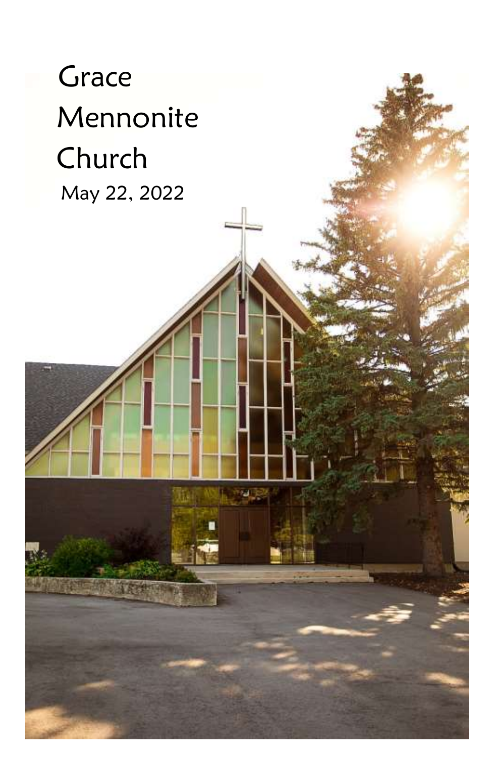# Grace Mennonite Church

May 22, 2022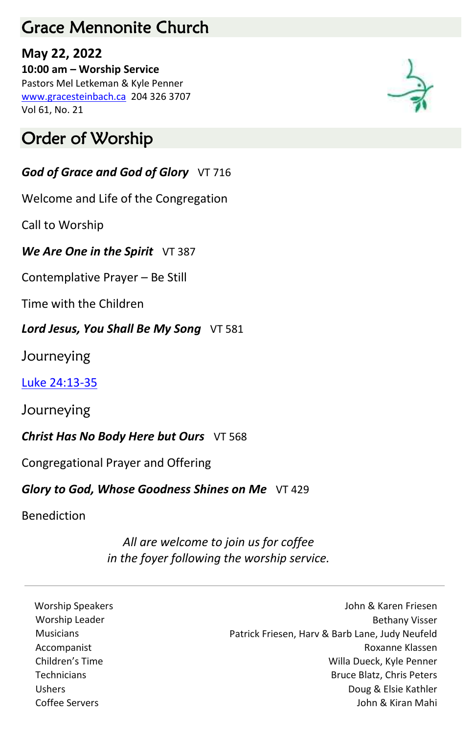# Grace Mennonite Church

**May 22, 2022**
**10:00 am – Worship Service**
Pastors Mel Letkeman & Kyle Penner
www.gracesteinbach.ca 204 326 3707
Vol 61, No. 21

## Order of Worship

***God of Grace and God of Glory*** VT 716

Welcome and Life of the Congregation

Call to Worship

***We Are One in the Spirit*** VT 387

Contemplative Prayer – Be Still

Time with the Children

***Lord Jesus, You Shall Be My Song*** VT 581

Journeying

Luke 24:13-35

Journeying

***Christ Has No Body Here but Ours*** VT 568

Congregational Prayer and Offering

***Glory to God, Whose Goodness Shines on Me*** VT 429

Benediction

*All are welcome to join us for coffee in the foyer following the worship service.*

---

| | |
|---|---|
| Worship Speakers | John & Karen Friesen |
| Worship Leader | Bethany Visser |
| Musicians | Patrick Friesen, Harv & Barb Lane, Judy Neufeld |
| Accompanist | Roxanne Klassen |
| Children's Time | Willa Dueck, Kyle Penner |
| Technicians | Bruce Blatz, Chris Peters |
| Ushers | Doug & Elsie Kathler |
| Coffee Servers | John & Kiran Mahi |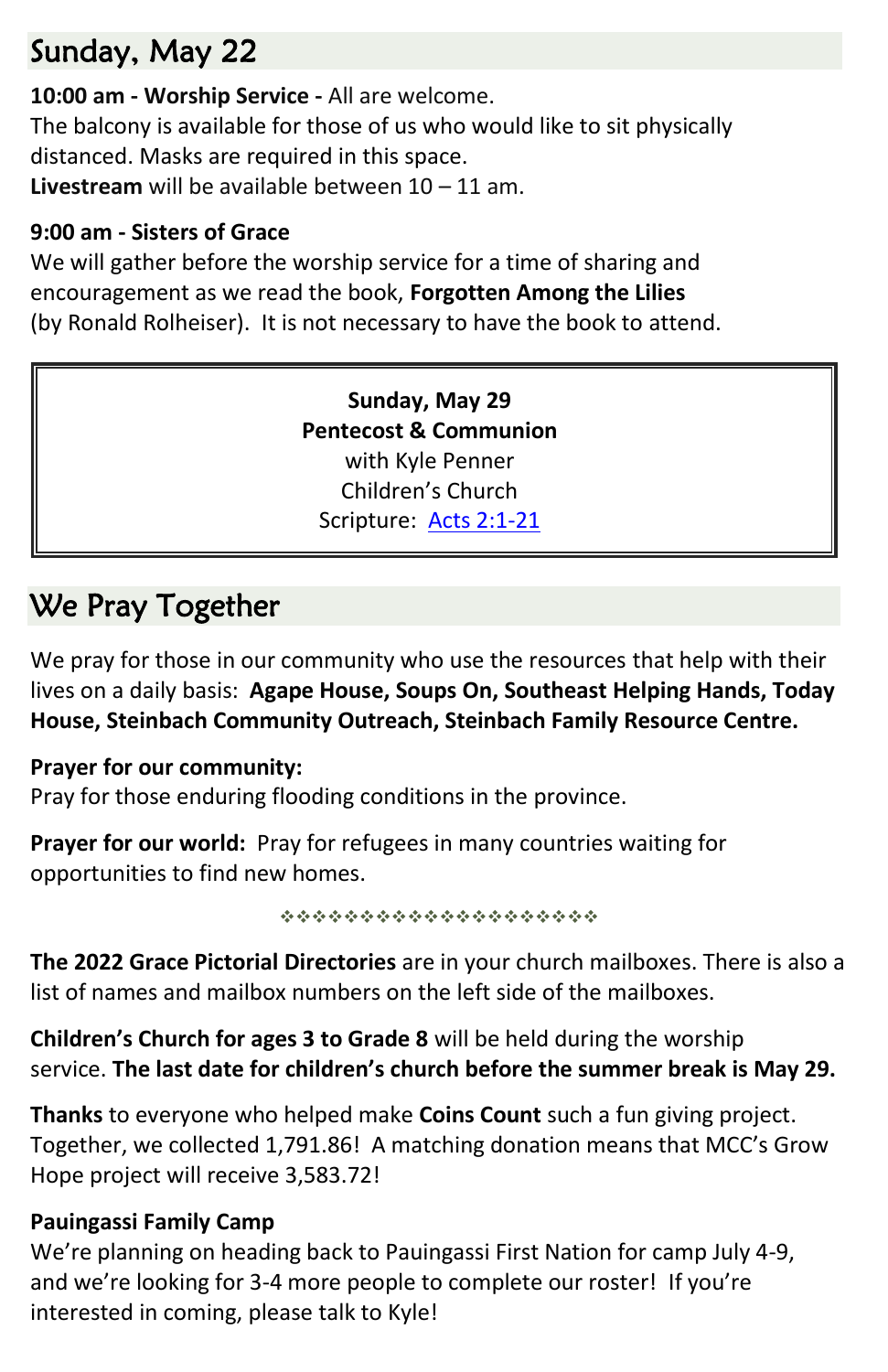## Sunday, May 22

**10:00 am - Worship Service -** All are welcome.
The balcony is available for those of us who would like to sit physically distanced. Masks are required in this space.
**Livestream** will be available between 10 – 11 am.

**9:00 am - Sisters of Grace**
We will gather before the worship service for a time of sharing and encouragement as we read the book, **Forgotten Among the Lilies** (by Ronald Rolheiser). It is not necessary to have the book to attend.

**Sunday, May 29**
**Pentecost & Communion**
with Kyle Penner
Children's Church
Scripture: Acts 2:1-21

## We Pray Together

We pray for those in our community who use the resources that help with their lives on a daily basis: **Agape House, Soups On, Southeast Helping Hands, Today House, Steinbach Community Outreach, Steinbach Family Resource Centre.**

**Prayer for our community:**
Pray for those enduring flooding conditions in the province.

**Prayer for our world:** Pray for refugees in many countries waiting for opportunities to find new homes.

❖❖❖❖❖❖❖❖❖❖❖❖❖❖❖❖❖❖❖❖❖

**The 2022 Grace Pictorial Directories** are in your church mailboxes. There is also a list of names and mailbox numbers on the left side of the mailboxes.

**Children's Church for ages 3 to Grade 8** will be held during the worship service. **The last date for children's church before the summer break is May 29.**

**Thanks** to everyone who helped make **Coins Count** such a fun giving project. Together, we collected 1,791.86! A matching donation means that MCC's Grow Hope project will receive 3,583.72!

**Pauingassi Family Camp**
We're planning on heading back to Pauingassi First Nation for camp July 4-9, and we're looking for 3-4 more people to complete our roster! If you're interested in coming, please talk to Kyle!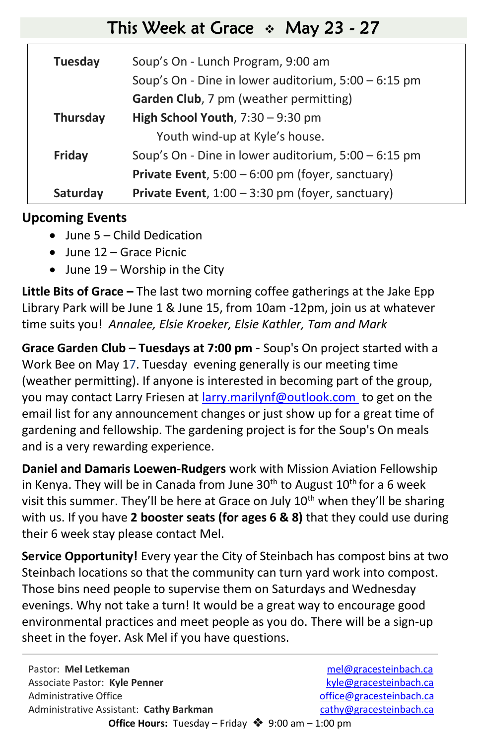## This Week at Grace ❖ May 23 - 27

| | |
|---|---|
| **Tuesday** | Soup's On - Lunch Program, 9:00 am |
| | Soup's On - Dine in lower auditorium, 5:00 – 6:15 pm |
| | **Garden Club**, 7 pm (weather permitting) |
| **Thursday** | **High School Youth**, 7:30 – 9:30 pm |
| | Youth wind-up at Kyle's house. |
| **Friday** | Soup's On - Dine in lower auditorium, 5:00 – 6:15 pm |
| | **Private Event**, 5:00 – 6:00 pm (foyer, sanctuary) |
| **Saturday** | **Private Event**, 1:00 – 3:30 pm (foyer, sanctuary) |

### Upcoming Events

- June 5 – Child Dedication
- June 12 – Grace Picnic
- June 19 – Worship in the City

**Little Bits of Grace –** The last two morning coffee gatherings at the Jake Epp Library Park will be June 1 & June 15, from 10am -12pm, join us at whatever time suits you! *Annalee, Elsie Kroeker, Elsie Kathler, Tam and Mark*

**Grace Garden Club – Tuesdays at 7:00 pm** - Soup's On project started with a Work Bee on May 17. Tuesday evening generally is our meeting time (weather permitting). If anyone is interested in becoming part of the group, you may contact Larry Friesen at larry.marilynf@outlook.com to get on the email list for any announcement changes or just show up for a great time of gardening and fellowship. The gardening project is for the Soup's On meals and is a very rewarding experience.

**Daniel and Damaris Loewen-Rudgers** work with Mission Aviation Fellowship in Kenya. They will be in Canada from June 30th to August 10th for a 6 week visit this summer. They'll be here at Grace on July 10th when they'll be sharing with us. If you have **2 booster seats (for ages 6 & 8)** that they could use during their 6 week stay please contact Mel.

**Service Opportunity!** Every year the City of Steinbach has compost bins at two Steinbach locations so that the community can turn yard work into compost. Those bins need people to supervise them on Saturdays and Wednesday evenings. Why not take a turn! It would be a great way to encourage good environmental practices and meet people as you do. There will be a sign-up sheet in the foyer. Ask Mel if you have questions.

---

Pastor: **Mel Letkeman** — mel@gracesteinbach.ca
Associate Pastor: **Kyle Penner** — kyle@gracesteinbach.ca
Administrative Office — office@gracesteinbach.ca
Administrative Assistant: **Cathy Barkman** — cathy@gracesteinbach.ca

**Office Hours:** Tuesday – Friday ❖ 9:00 am – 1:00 pm